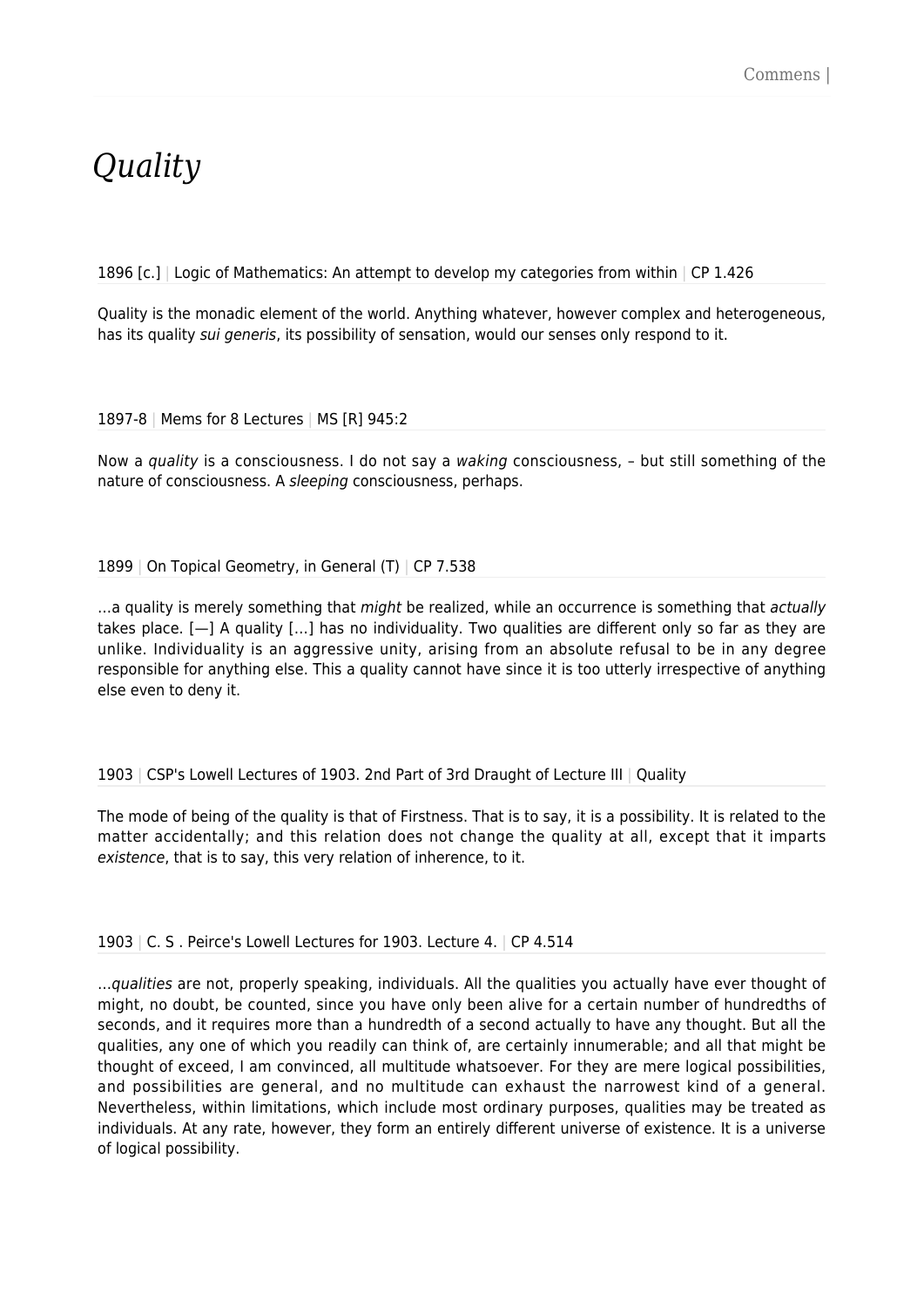# *Quality*

1896 [c.] | Logic of Mathematics: An attempt to develop my categories from within | CP 1.426

Quality is the monadic element of the world. Anything whatever, however complex and heterogeneous, has its quality *sui generis*, its possibility of sensation, would our senses only respond to it.

1897-8 | Mems for 8 Lectures | MS [R] 945:2

Now a *quality* is a consciousness. I do not say a *waking* consciousness, – but still something of the nature of consciousness. A *sleeping* consciousness, perhaps.

1899 | On Topical Geometry, in General (T) | CP 7.538

…a quality is merely something that *might* be realized, while an occurrence is something that *actually* takes place. [—] A quality […] has no individuality. Two qualities are different only so far as they are unlike. Individuality is an aggressive unity, arising from an absolute refusal to be in any degree responsible for anything else. This a quality cannot have since it is too utterly irrespective of anything else even to deny it.

1903 | CSP's Lowell Lectures of 1903. 2nd Part of 3rd Draught of Lecture III | Quality

The mode of being of the quality is that of Firstness. That is to say, it is a possibility. It is related to the matter accidentally; and this relation does not change the quality at all, except that it imparts *existence*, that is to say, this very relation of inherence, to it.

1903 | C. S . Peirce's Lowell Lectures for 1903. Lecture 4. | CP 4.514

…*qualities* are not, properly speaking, individuals. All the qualities you actually have ever thought of might, no doubt, be counted, since you have only been alive for a certain number of hundredths of seconds, and it requires more than a hundredth of a second actually to have any thought. But all the qualities, any one of which you readily can think of, are certainly innumerable; and all that might be thought of exceed, I am convinced, all multitude whatsoever. For they are mere logical possibilities, and possibilities are general, and no multitude can exhaust the narrowest kind of a general. Nevertheless, within limitations, which include most ordinary purposes, qualities may be treated as individuals. At any rate, however, they form an entirely different universe of existence. It is a universe of logical possibility.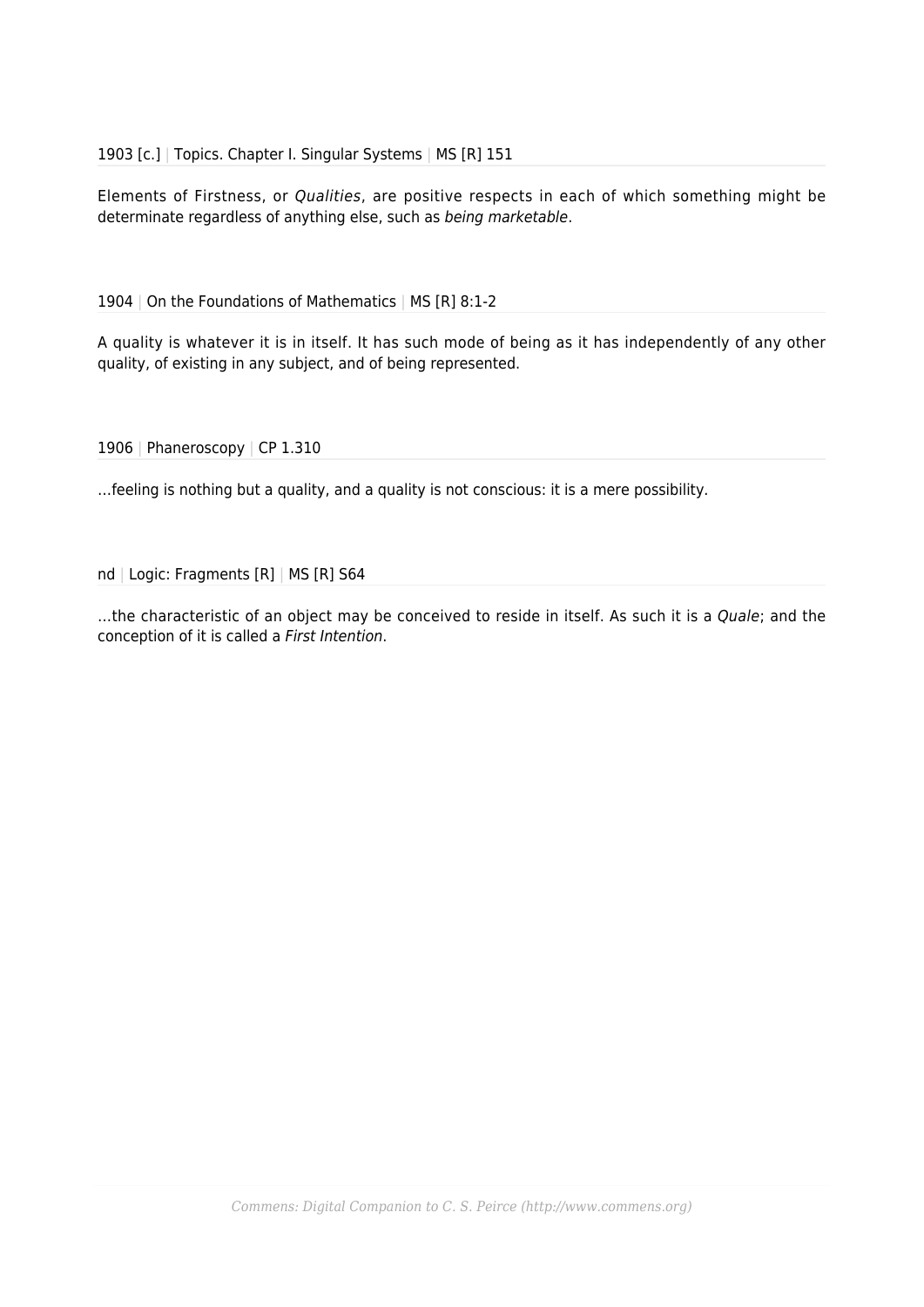1903 [c.] | Topics. Chapter I. Singular Systems | MS [R] 151

Elements of Firstness, or *Qualities*, are positive respects in each of which something might be determinate regardless of anything else, such as *being marketable*.

1904 | On the Foundations of Mathematics | MS [R] 8:1-2

A quality is whatever it is in itself. It has such mode of being as it has independently of any other quality, of existing in any subject, and of being represented.

1906 | Phaneroscopy | CP 1.310

…feeling is nothing but a quality, and a quality is not conscious: it is a mere possibility.

nd | Logic: Fragments [R] | MS [R] S64

…the characteristic of an object may be conceived to reside in itself. As such it is a *Quale*; and the conception of it is called a *First Intention*.